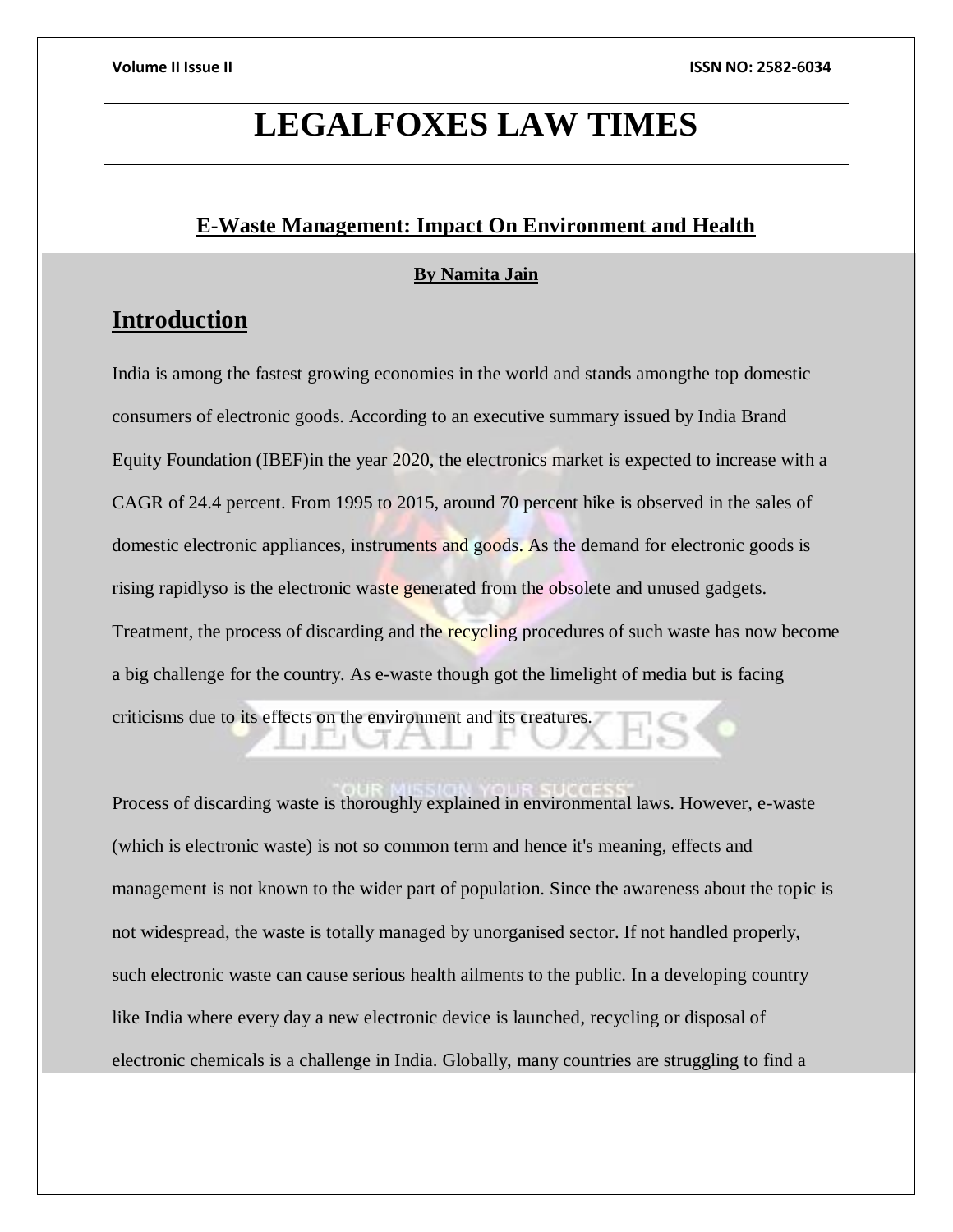# LEGALFOXES LAW TIMES

## E-Waste Management: Impact On Environment and Health

**By Namita Jain**

## Introduction

India is among the fastest growing economies in the world and stands amongthe top domestic consumers of electronic goods. According to an executive summary issued by India Brand Equity Foundation (IBEF)in the year 2020, the electronics market is expected to increase with a CAGR of 24.4 percent. From 1995 to 2015, around 70 percent hike is observed in the sales of domestic electronic appliances, instruments and goods. As the demand for electronic goods is rising rapidlyso is the electronic waste generated from the obsolete and unused gadgets. Treatment, the process of discarding and the recycling procedures of such waste has now become a big challenge for the country. As e-waste though got the limelight of media but is facing criticisms due to its effects on the environment and its creatures.

Process of discarding waste is thoroughly explained in environmental laws. However, e-waste (which is electronic waste) is not so common term and hence it's meaning, effects and management is not known to the wider part of population. Since the awareness about the topic is not widespread, the waste is totally managed by unorganised sector. If not handled properly, such electronic waste can cause serious health ailments to the public. In a developing country like India where every day a new electronic device is launched, recycling or disposal of electronic chemicals is a challenge in India. Globally, many countries are struggling to find a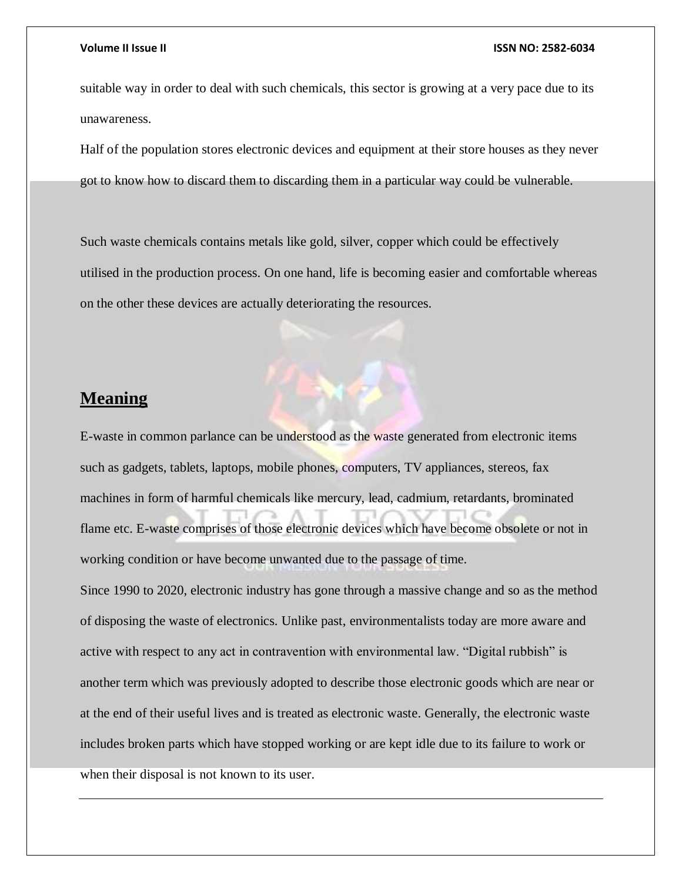suitable way in order to deal with such chemicals, this sector is growing at a very pace due to its unawareness.

Half of the population stores electronic devices and equipment at their store houses as they never got to know how to discard them to discarding them in a particular way could be vulnerable.

Such waste chemicals contains metals like gold, silver, copper which could be effectively utilised in the production process. On one hand, life is becoming easier and comfortable whereas on the other these devices are actually deteriorating the resources.

## Meaning

E-waste in common parlance can be understood as the waste generated from electronic items such as gadgets, tablets, laptops, mobile phones, computers, TV appliances, stereos, fax machines in form of harmful chemicals like mercury, lead, cadmium, retardants, brominated flame etc. E-waste comprises of those electronic devices which have become obsolete or not in working condition or have become unwanted due to the passage of time.

Since 1990 to 2020, electronic industry has gone through a massive change and so as the method of disposing the waste of electronics. Unlike past, environmentalists today are more aware and active with respect to any act in contravention with environmental law. "Digital rubbish" is another term which was previously adopted to describe those electronic goods which are near or at the end of their useful lives and is treated as electronic waste. Generally, the electronic waste includes broken parts which have stopped working or are kept idle due to its failure to work or when their disposal is not known to its user.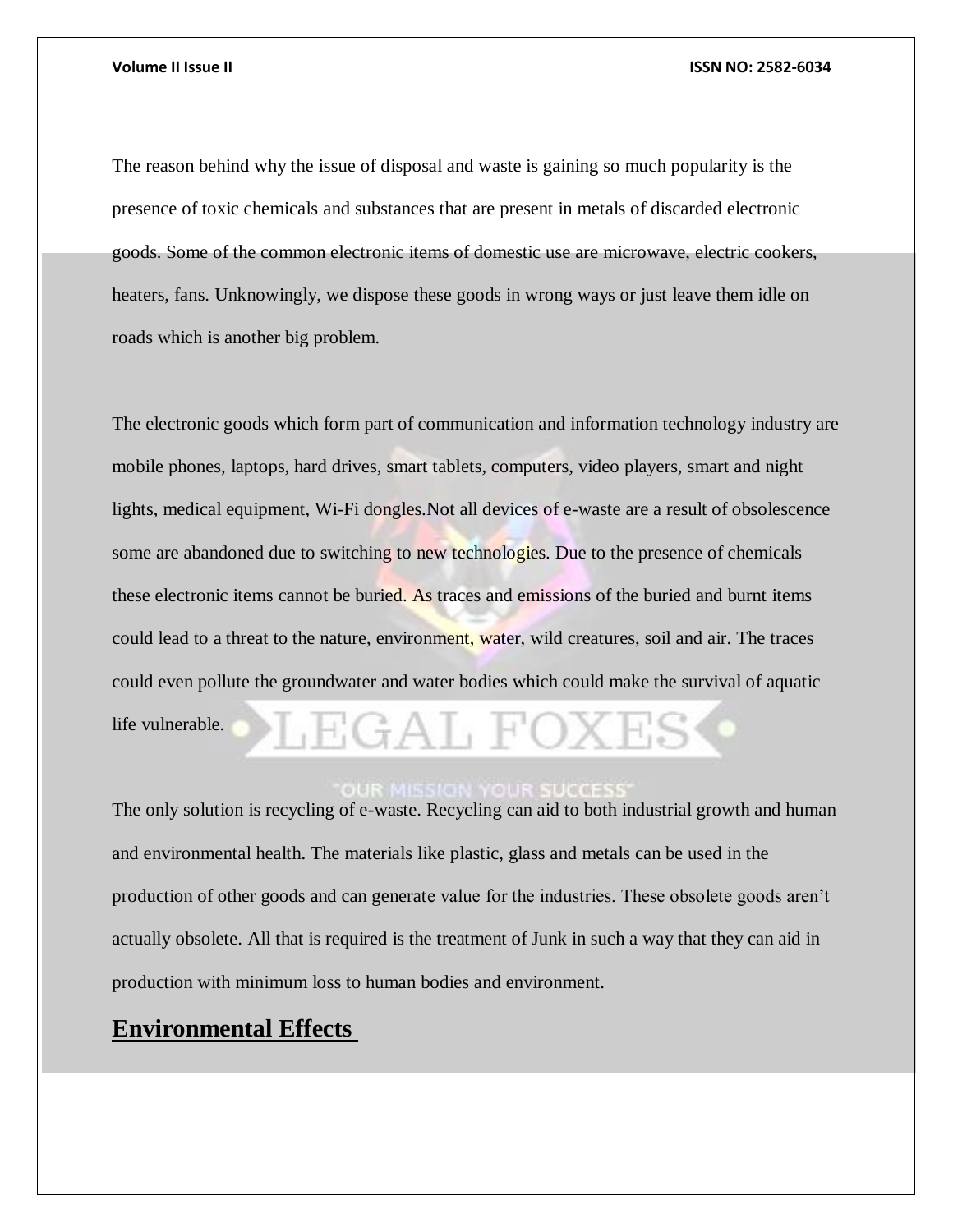The reason behind why the issue of disposal and waste is gaining so much popularity is the presence of toxic chemicals and substances that are present in metals of discarded electronic goods. Some of the common electronic items of domestic use are microwave, electric cookers, heaters, fans. Unknowingly, we dispose these goods in wrong ways or just leave them idle on roads which is another big problem.

The electronic goods which form part of communication and information technology industry are mobile phones, laptops, hard drives, smart tablets, computers, video players, smart and night lights, medical equipment, Wi-Fi dongles.Not all devices of e-waste are a result of obsolescence some are abandoned due to switching to new technologies. Due to the presence of chemicals these electronic items cannot be buried. As traces and emissions of the buried and burnt items could lead to a threat to the nature, environment, water, wild creatures, soil and air. The traces could even pollute the groundwater and water bodies which could make the survival of aquatic life vulnerable.

The only solution is recycling of e-waste. Recycling can aid to both industrial growth and human and environmental health. The materials like plastic, glass and metals can be used in the production of other goods and can generate value for the industries. These obsolete goods aren't actually obsolete. All that is required is the treatment of Junk in such a way that they can aid in production with minimum loss to human bodies and environment.

## Environmental Effects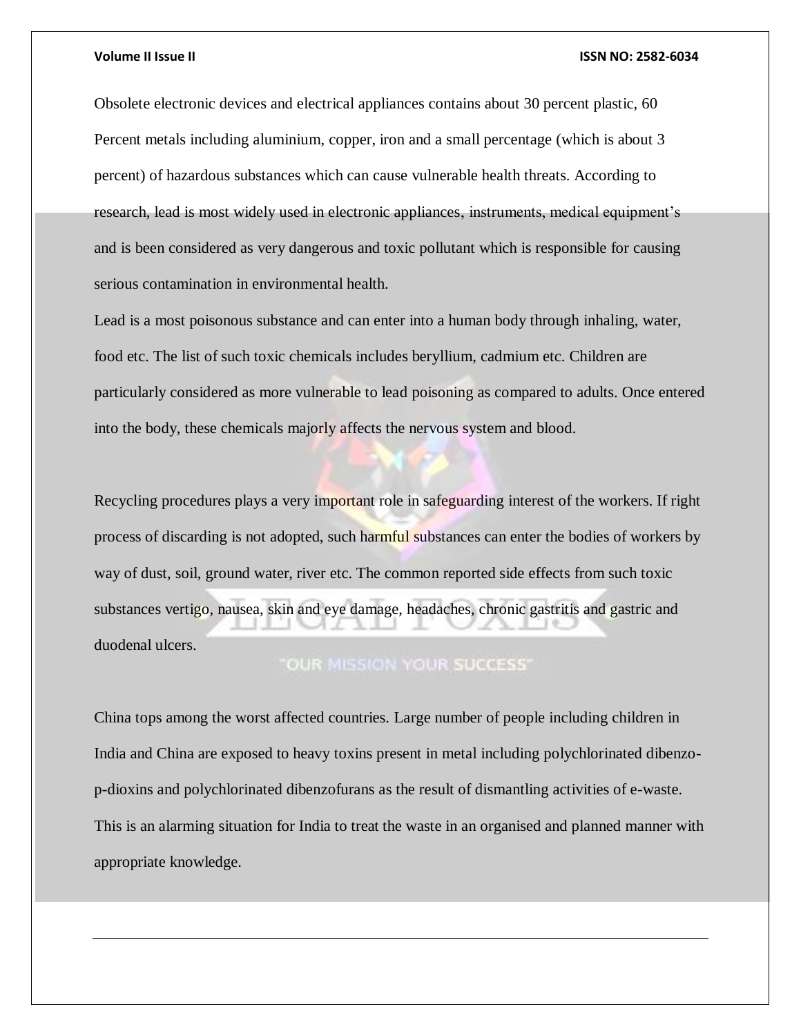Obsolete electronic devices and electrical appliances contains about 30 percent plastic, 60 Percent metals including aluminium, copper, iron and a small percentage (which is about 3 percent) of hazardous substances which can cause vulnerable health threats. According to research, lead is most widely used in electronic appliances, instruments, medical equipment's and is been considered as very dangerous and toxic pollutant which is responsible for causing serious contamination in environmental health.

Lead is a most poisonous substance and can enter into a human body through inhaling, water, food etc. The list of such toxic chemicals includes beryllium, cadmium etc. Children are particularly considered as more vulnerable to lead poisoning as compared to adults. Once entered into the body, these chemicals majorly affects the nervous system and blood.

Recycling procedures plays a very important role in safeguarding interest of the workers. If right process of discarding is not adopted, such harmful substances can enter the bodies of workers by way of dust, soil, ground water, river etc. The common reported side effects from such toxic substances vertigo, nausea, skin and eye damage, headaches, chronic gastritis and gastric and duodenal ulcers.

China tops among the worst affected countries. Large number of people including children in India and China are exposed to heavy toxins present in metal including polychlorinated dibenzo-p-dioxins and polychlorinated dibenzofurans as the result of dismantling activities of e-waste. This is an alarming situation for India to treat the waste in an organised and planned manner with appropriate knowledge.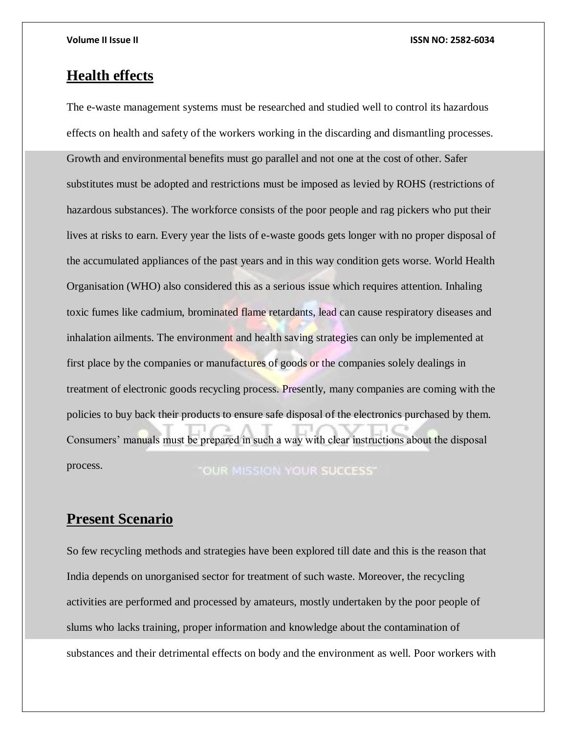## Health effects

The e-waste management systems must be researched and studied well to control its hazardous effects on health and safety of the workers working in the discarding and dismantling processes. Growth and environmental benefits must go parallel and not one at the cost of other. Safer substitutes must be adopted and restrictions must be imposed as levied by ROHS (restrictions of hazardous substances). The workforce consists of the poor people and rag pickers who put their lives at risks to earn. Every year the lists of e-waste goods gets longer with no proper disposal of the accumulated appliances of the past years and in this way condition gets worse. World Health Organisation (WHO) also considered this as a serious issue which requires attention. Inhaling toxic fumes like cadmium, brominated flame retardants, lead can cause respiratory diseases and inhalation ailments. The environment and health saving strategies can only be implemented at first place by the companies or manufactures of goods or the companies solely dealings in treatment of electronic goods recycling process. Presently, many companies are coming with the policies to buy back their products to ensure safe disposal of the electronics purchased by them. Consumers' manuals must be prepared in such a way with clear instructions about the disposal process.

## Present Scenario

So few recycling methods and strategies have been explored till date and this is the reason that India depends on unorganised sector for treatment of such waste. Moreover, the recycling activities are performed and processed by amateurs, mostly undertaken by the poor people of slums who lacks training, proper information and knowledge about the contamination of substances and their detrimental effects on body and the environment as well. Poor workers with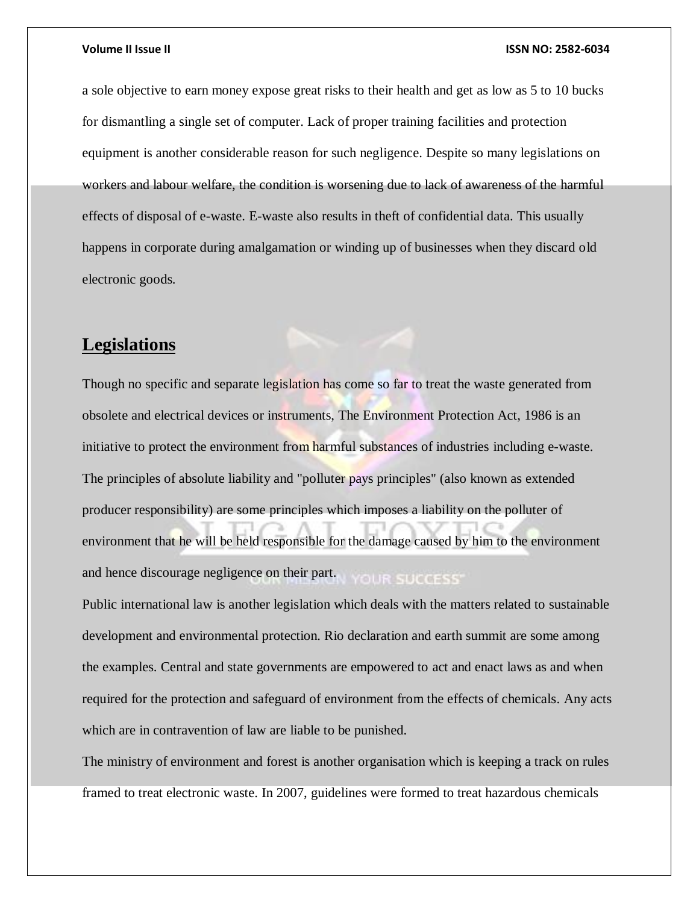a sole objective to earn money expose great risks to their health and get as low as 5 to 10 bucks for dismantling a single set of computer. Lack of proper training facilities and protection equipment is another considerable reason for such negligence. Despite so many legislations on workers and labour welfare, the condition is worsening due to lack of awareness of the harmful effects of disposal of e-waste. E-waste also results in theft of confidential data. This usually happens in corporate during amalgamation or winding up of businesses when they discard old electronic goods.

## Legislations

Though no specific and separate legislation has come so far to treat the waste generated from obsolete and electrical devices or instruments, The Environment Protection Act, 1986 is an initiative to protect the environment from harmful substances of industries including e-waste. The principles of absolute liability and "polluter pays principles" (also known as extended producer responsibility) are some principles which imposes a liability on the polluter of environment that he will be held responsible for the damage caused by him to the environment and hence discourage negligence on their part.

Public international law is another legislation which deals with the matters related to sustainable development and environmental protection. Rio declaration and earth summit are some among the examples. Central and state governments are empowered to act and enact laws as and when required for the protection and safeguard of environment from the effects of chemicals. Any acts which are in contravention of law are liable to be punished.

The ministry of environment and forest is another organisation which is keeping a track on rules framed to treat electronic waste. In 2007, guidelines were formed to treat hazardous chemicals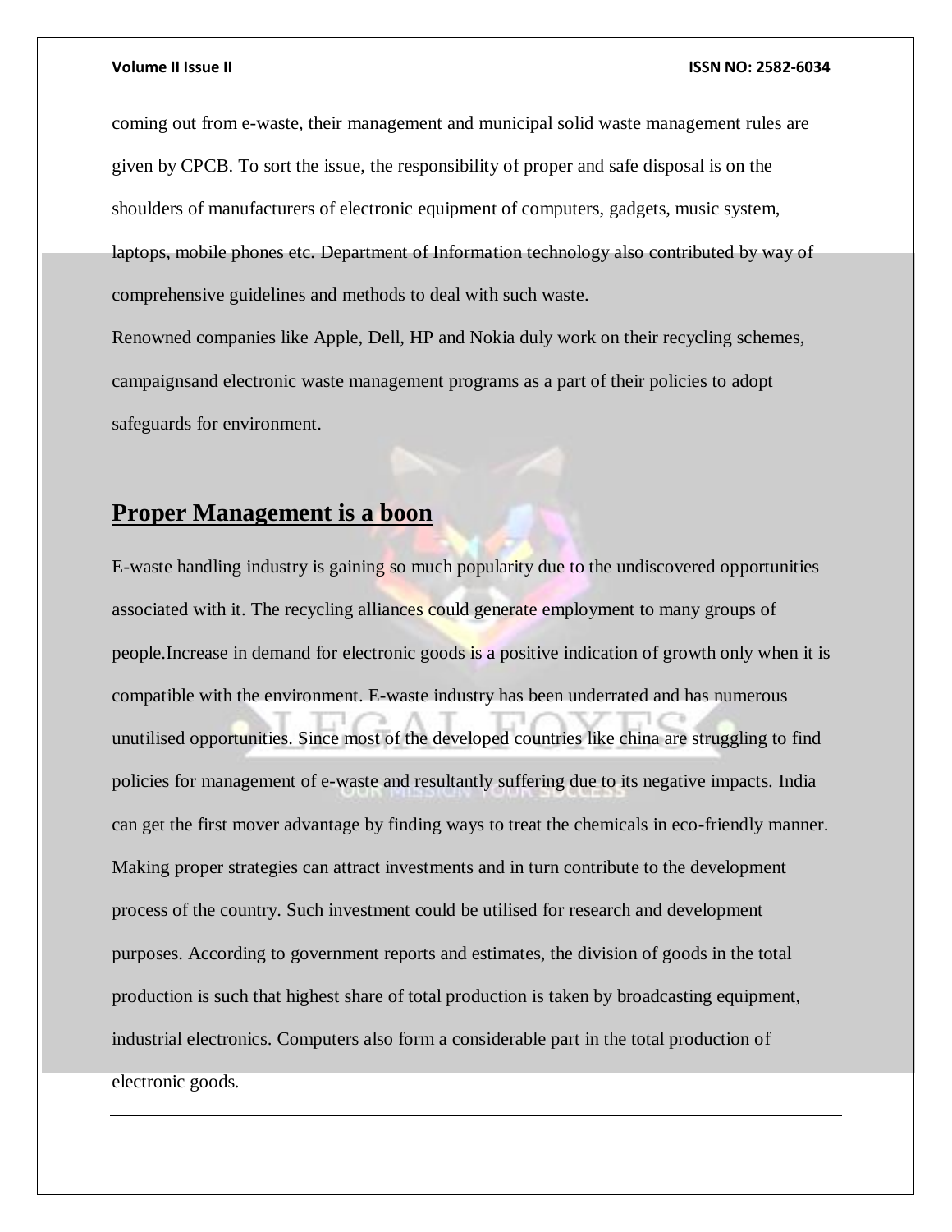coming out from e-waste, their management and municipal solid waste management rules are given by CPCB. To sort the issue, the responsibility of proper and safe disposal is on the shoulders of manufacturers of electronic equipment of computers, gadgets, music system, laptops, mobile phones etc. Department of Information technology also contributed by way of comprehensive guidelines and methods to deal with such waste.

Renowned companies like Apple, Dell, HP and Nokia duly work on their recycling schemes, campaignsand electronic waste management programs as a part of their policies to adopt safeguards for environment.

## Proper Management is a boon

E-waste handling industry is gaining so much popularity due to the undiscovered opportunities associated with it. The recycling alliances could generate employment to many groups of people.Increase in demand for electronic goods is a positive indication of growth only when it is compatible with the environment. E-waste industry has been underrated and has numerous unutilised opportunities. Since most of the developed countries like china are struggling to find policies for management of e-waste and resultantly suffering due to its negative impacts. India can get the first mover advantage by finding ways to treat the chemicals in eco-friendly manner. Making proper strategies can attract investments and in turn contribute to the development process of the country. Such investment could be utilised for research and development purposes. According to government reports and estimates, the division of goods in the total production is such that highest share of total production is taken by broadcasting equipment, industrial electronics. Computers also form a considerable part in the total production of electronic goods.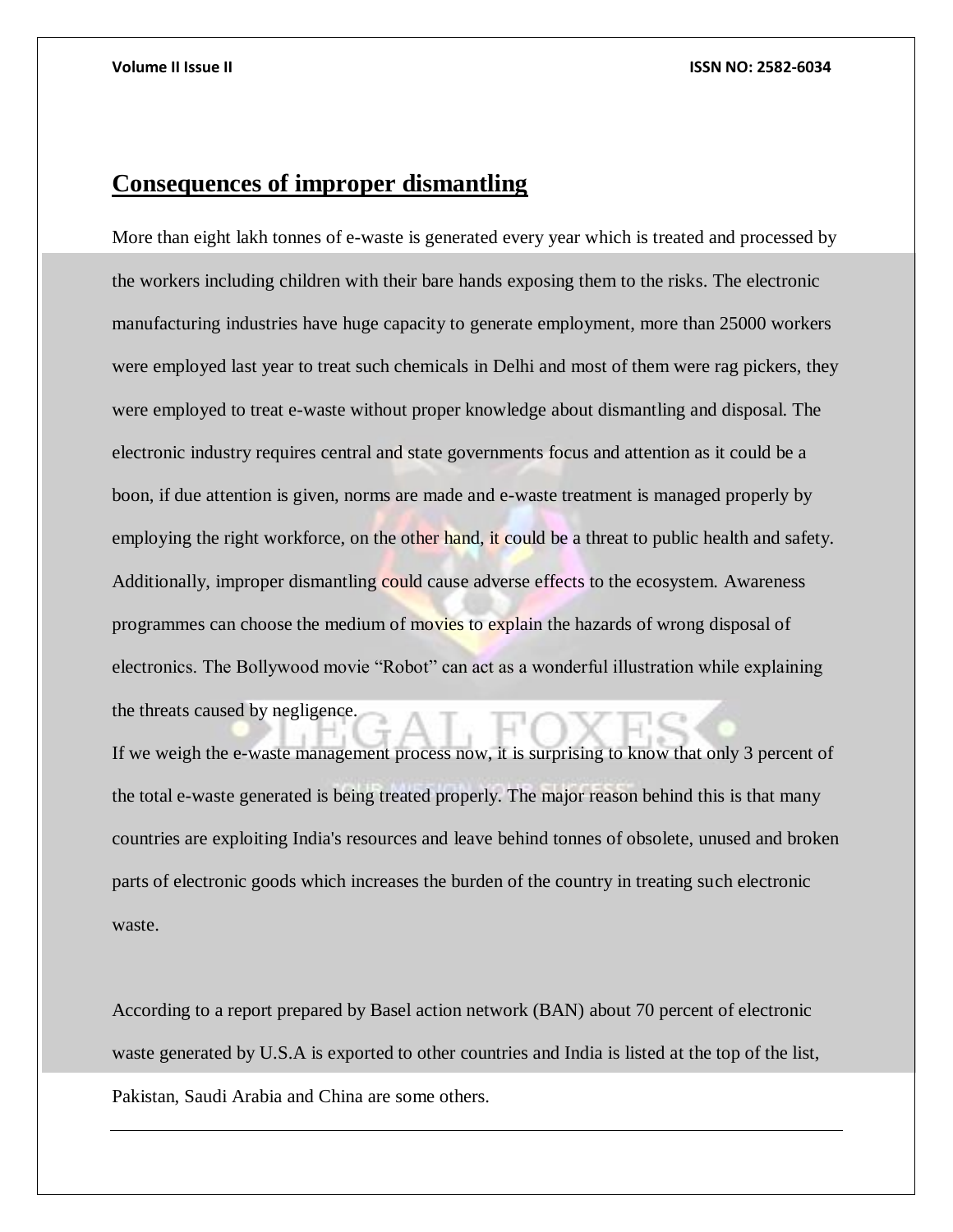## Consequences of improper dismantling

More than eight lakh tonnes of e-waste is generated every year which is treated and processed by the workers including children with their bare hands exposing them to the risks. The electronic manufacturing industries have huge capacity to generate employment, more than 25000 workers were employed last year to treat such chemicals in Delhi and most of them were rag pickers, they were employed to treat e-waste without proper knowledge about dismantling and disposal. The electronic industry requires central and state governments focus and attention as it could be a boon, if due attention is given, norms are made and e-waste treatment is managed properly by employing the right workforce, on the other hand, it could be a threat to public health and safety. Additionally, improper dismantling could cause adverse effects to the ecosystem. Awareness programmes can choose the medium of movies to explain the hazards of wrong disposal of electronics. The Bollywood movie "Robot" can act as a wonderful illustration while explaining the threats caused by negligence.

If we weigh the e-waste management process now, it is surprising to know that only 3 percent of the total e-waste generated is being treated properly. The major reason behind this is that many countries are exploiting India's resources and leave behind tonnes of obsolete, unused and broken parts of electronic goods which increases the burden of the country in treating such electronic waste.

According to a report prepared by Basel action network (BAN) about 70 percent of electronic waste generated by U.S.A is exported to other countries and India is listed at the top of the list, Pakistan, Saudi Arabia and China are some others.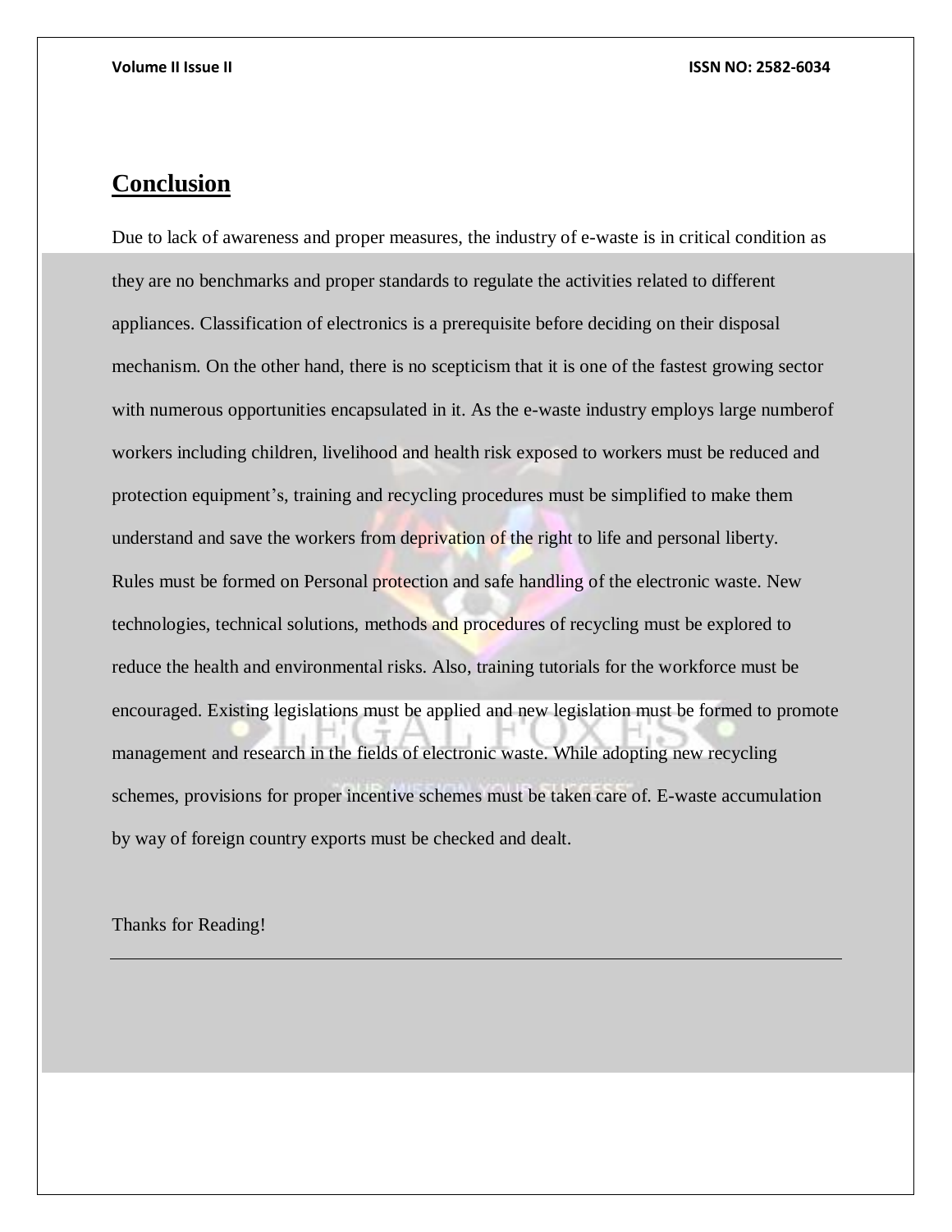## Conclusion

Due to lack of awareness and proper measures, the industry of e-waste is in critical condition as they are no benchmarks and proper standards to regulate the activities related to different appliances. Classification of electronics is a prerequisite before deciding on their disposal mechanism. On the other hand, there is no scepticism that it is one of the fastest growing sector with numerous opportunities encapsulated in it. As the e-waste industry employs large numberof workers including children, livelihood and health risk exposed to workers must be reduced and protection equipment's, training and recycling procedures must be simplified to make them understand and save the workers from deprivation of the right to life and personal liberty. Rules must be formed on Personal protection and safe handling of the electronic waste. New technologies, technical solutions, methods and procedures of recycling must be explored to reduce the health and environmental risks. Also, training tutorials for the workforce must be encouraged. Existing legislations must be applied and new legislation must be formed to promote management and research in the fields of electronic waste. While adopting new recycling schemes, provisions for proper incentive schemes must be taken care of. E-waste accumulation by way of foreign country exports must be checked and dealt.

Thanks for Reading!